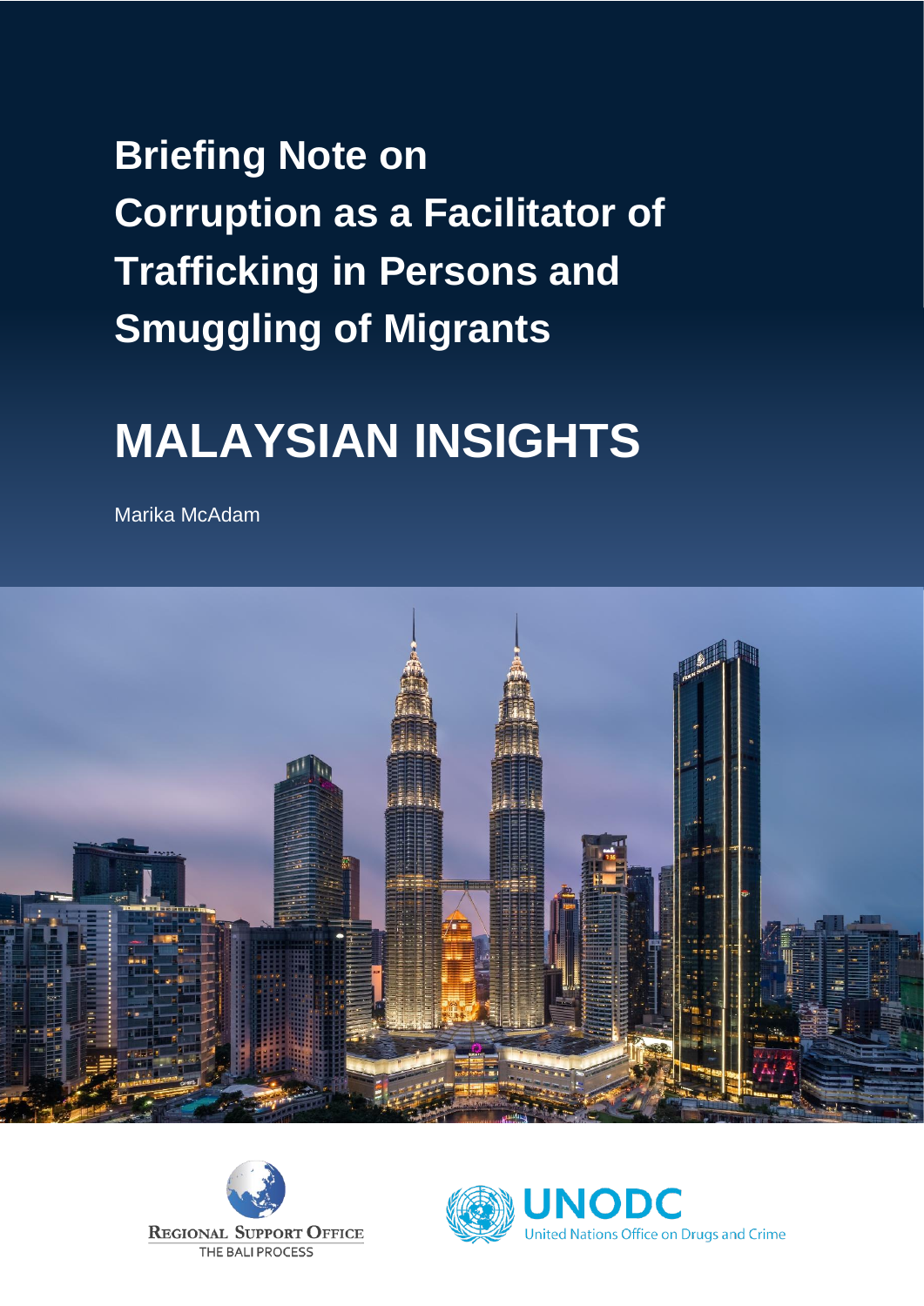# Briefing Note on Corruption as a Facilitator of Trafficking in Persons and Smuggling of Migrants

# MALAYSIAN INSIGHTS

Marika McAdam

REGIONAL SUPPORT OFFICE
THE BALI PROCESS

UNODC
United Nations Office on Drugs and Crime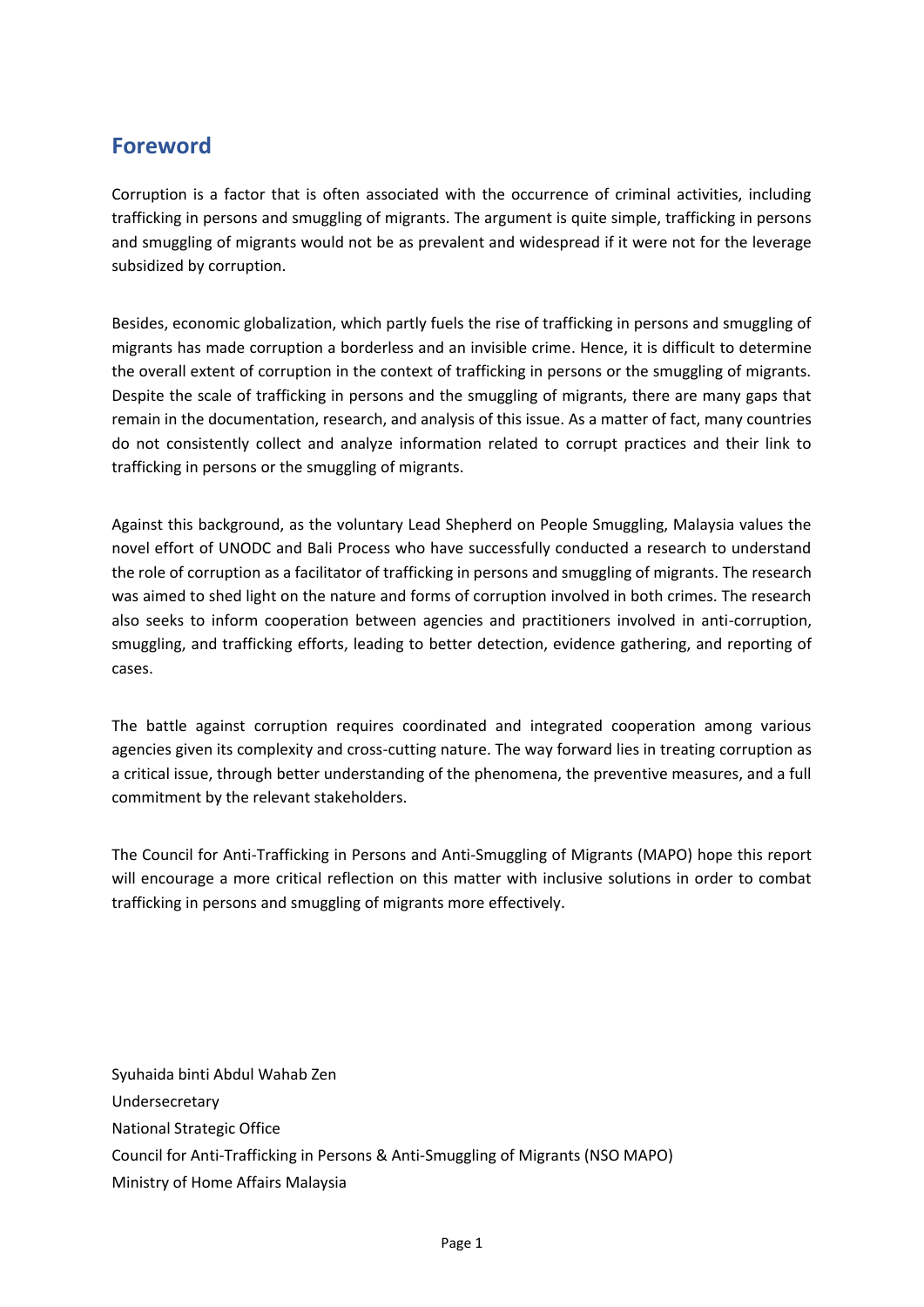## Foreword

Corruption is a factor that is often associated with the occurrence of criminal activities, including trafficking in persons and smuggling of migrants. The argument is quite simple, trafficking in persons and smuggling of migrants would not be as prevalent and widespread if it were not for the leverage subsidized by corruption.

Besides, economic globalization, which partly fuels the rise of trafficking in persons and smuggling of migrants has made corruption a borderless and an invisible crime. Hence, it is difficult to determine the overall extent of corruption in the context of trafficking in persons or the smuggling of migrants. Despite the scale of trafficking in persons and the smuggling of migrants, there are many gaps that remain in the documentation, research, and analysis of this issue. As a matter of fact, many countries do not consistently collect and analyze information related to corrupt practices and their link to trafficking in persons or the smuggling of migrants.

Against this background, as the voluntary Lead Shepherd on People Smuggling, Malaysia values the novel effort of UNODC and Bali Process who have successfully conducted a research to understand the role of corruption as a facilitator of trafficking in persons and smuggling of migrants. The research was aimed to shed light on the nature and forms of corruption involved in both crimes. The research also seeks to inform cooperation between agencies and practitioners involved in anti-corruption, smuggling, and trafficking efforts, leading to better detection, evidence gathering, and reporting of cases.

The battle against corruption requires coordinated and integrated cooperation among various agencies given its complexity and cross-cutting nature. The way forward lies in treating corruption as a critical issue, through better understanding of the phenomena, the preventive measures, and a full commitment by the relevant stakeholders.

The Council for Anti-Trafficking in Persons and Anti-Smuggling of Migrants (MAPO) hope this report will encourage a more critical reflection on this matter with inclusive solutions in order to combat trafficking in persons and smuggling of migrants more effectively.

Syuhaida binti Abdul Wahab Zen
Undersecretary
National Strategic Office
Council for Anti-Trafficking in Persons & Anti-Smuggling of Migrants (NSO MAPO)
Ministry of Home Affairs Malaysia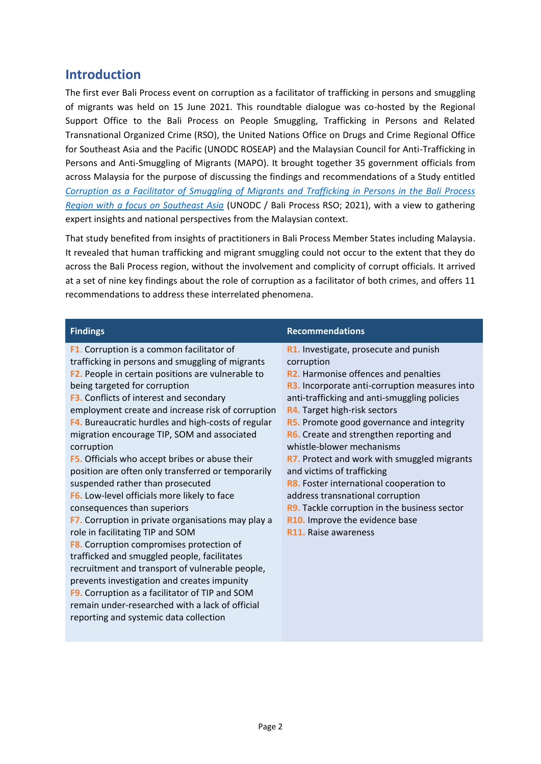## Introduction

The first ever Bali Process event on corruption as a facilitator of trafficking in persons and smuggling of migrants was held on 15 June 2021. This roundtable dialogue was co-hosted by the Regional Support Office to the Bali Process on People Smuggling, Trafficking in Persons and Related Transnational Organized Crime (RSO), the United Nations Office on Drugs and Crime Regional Office for Southeast Asia and the Pacific (UNODC ROSEAP) and the Malaysian Council for Anti-Trafficking in Persons and Anti-Smuggling of Migrants (MAPO). It brought together 35 government officials from across Malaysia for the purpose of discussing the findings and recommendations of a Study entitled *Corruption as a Facilitator of Smuggling of Migrants and Trafficking in Persons in the Bali Process Region with a focus on Southeast Asia* (UNODC / Bali Process RSO; 2021), with a view to gathering expert insights and national perspectives from the Malaysian context.

That study benefited from insights of practitioners in Bali Process Member States including Malaysia. It revealed that human trafficking and migrant smuggling could not occur to the extent that they do across the Bali Process region, without the involvement and complicity of corrupt officials. It arrived at a set of nine key findings about the role of corruption as a facilitator of both crimes, and offers 11 recommendations to address these interrelated phenomena.

| Findings | Recommendations |
| --- | --- |
| **F1.** Corruption is a common facilitator of trafficking in persons and smuggling of migrants | **R1.** Investigate, prosecute and punish corruption |
| **F2.** People in certain positions are vulnerable to being targeted for corruption | **R2.** Harmonise offences and penalties |
| **F3.** Conflicts of interest and secondary employment create and increase risk of corruption | **R3.** Incorporate anti-corruption measures into anti-trafficking and anti-smuggling policies |
| **F4.** Bureaucratic hurdles and high-costs of regular migration encourage TIP, SOM and associated corruption | **R4.** Target high-risk sectors |
| **F5.** Officials who accept bribes or abuse their position are often only transferred or temporarily suspended rather than prosecuted | **R5.** Promote good governance and integrity |
| **F6.** Low-level officials more likely to face consequences than superiors | **R6.** Create and strengthen reporting and whistle-blower mechanisms |
| **F7.** Corruption in private organisations may play a role in facilitating TIP and SOM | **R7.** Protect and work with smuggled migrants and victims of trafficking |
| **F8.** Corruption compromises protection of trafficked and smuggled people, facilitates recruitment and transport of vulnerable people, prevents investigation and creates impunity | **R8.** Foster international cooperation to address transnational corruption |
| **F9.** Corruption as a facilitator of TIP and SOM remain under-researched with a lack of official reporting and systemic data collection | **R9.** Tackle corruption in the business sector |
| | **R10.** Improve the evidence base |
| | **R11.** Raise awareness |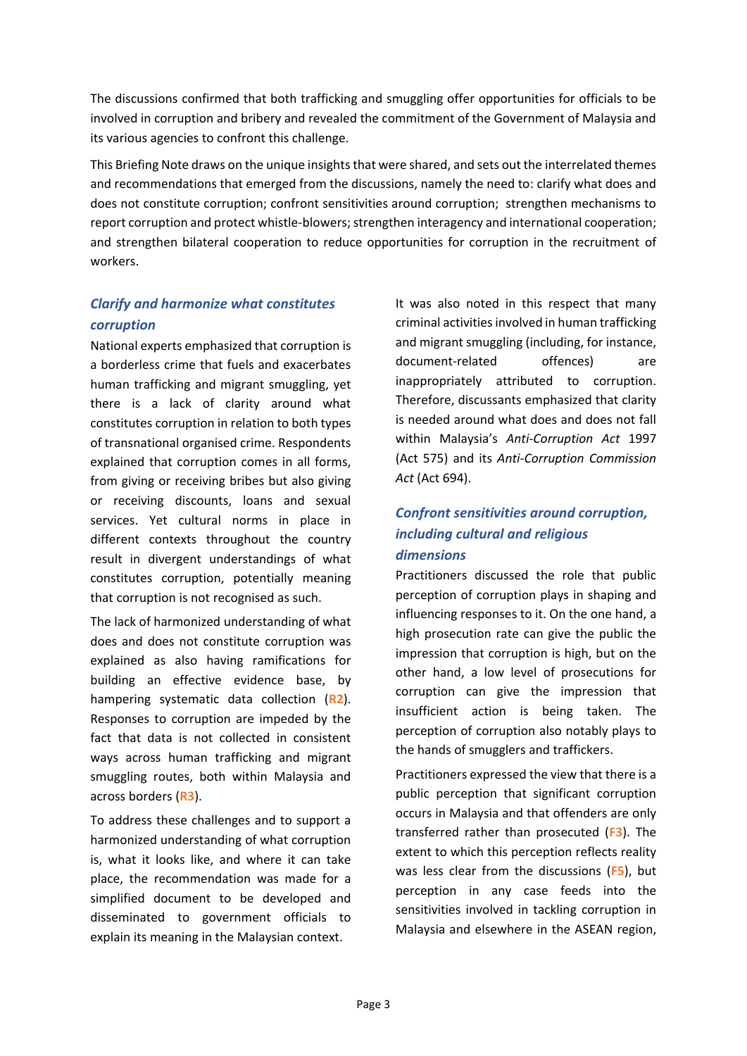The discussions confirmed that both trafficking and smuggling offer opportunities for officials to be involved in corruption and bribery and revealed the commitment of the Government of Malaysia and its various agencies to confront this challenge.

This Briefing Note draws on the unique insights that were shared, and sets out the interrelated themes and recommendations that emerged from the discussions, namely the need to: clarify what does and does not constitute corruption; confront sensitivities around corruption; strengthen mechanisms to report corruption and protect whistle-blowers; strengthen interagency and international cooperation; and strengthen bilateral cooperation to reduce opportunities for corruption in the recruitment of workers.

### *Clarify and harmonize what constitutes corruption*

National experts emphasized that corruption is a borderless crime that fuels and exacerbates human trafficking and migrant smuggling, yet there is a lack of clarity around what constitutes corruption in relation to both types of transnational organised crime. Respondents explained that corruption comes in all forms, from giving or receiving bribes but also giving or receiving discounts, loans and sexual services. Yet cultural norms in place in different contexts throughout the country result in divergent understandings of what constitutes corruption, potentially meaning that corruption is not recognised as such.

The lack of harmonized understanding of what does and does not constitute corruption was explained as also having ramifications for building an effective evidence base, by hampering systematic data collection (**R2**). Responses to corruption are impeded by the fact that data is not collected in consistent ways across human trafficking and migrant smuggling routes, both within Malaysia and across borders (**R3**).

To address these challenges and to support a harmonized understanding of what corruption is, what it looks like, and where it can take place, the recommendation was made for a simplified document to be developed and disseminated to government officials to explain its meaning in the Malaysian context.

It was also noted in this respect that many criminal activities involved in human trafficking and migrant smuggling (including, for instance, document-related offences) are inappropriately attributed to corruption. Therefore, discussants emphasized that clarity is needed around what does and does not fall within Malaysia's *Anti-Corruption Act* 1997 (Act 575) and its *Anti-Corruption Commission Act* (Act 694).

### *Confront sensitivities around corruption, including cultural and religious dimensions*

Practitioners discussed the role that public perception of corruption plays in shaping and influencing responses to it. On the one hand, a high prosecution rate can give the public the impression that corruption is high, but on the other hand, a low level of prosecutions for corruption can give the impression that insufficient action is being taken. The perception of corruption also notably plays to the hands of smugglers and traffickers.

Practitioners expressed the view that there is a public perception that significant corruption occurs in Malaysia and that offenders are only transferred rather than prosecuted (**F3**). The extent to which this perception reflects reality was less clear from the discussions (**F5**), but perception in any case feeds into the sensitivities involved in tackling corruption in Malaysia and elsewhere in the ASEAN region,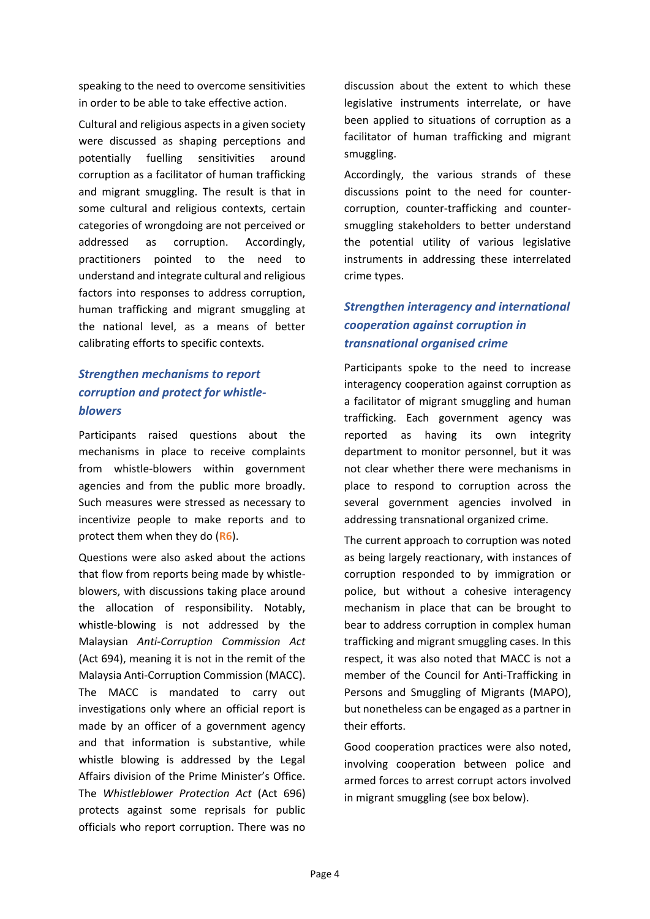speaking to the need to overcome sensitivities in order to be able to take effective action.

Cultural and religious aspects in a given society were discussed as shaping perceptions and potentially fuelling sensitivities around corruption as a facilitator of human trafficking and migrant smuggling. The result is that in some cultural and religious contexts, certain categories of wrongdoing are not perceived or addressed as corruption. Accordingly, practitioners pointed to the need to understand and integrate cultural and religious factors into responses to address corruption, human trafficking and migrant smuggling at the national level, as a means of better calibrating efforts to specific contexts.

## *Strengthen mechanisms to report corruption and for whistle-blowers*

Participants raised questions about the mechanisms in place to receive complaints from whistle-blowers within government agencies and from the public more broadly. Such measures were stressed as necessary to incentivize people to make reports and to protect them when they do (R6).

Questions were also asked about the actions that flow from reports being made by whistle-blowers, with discussions taking place around the allocation of responsibility. Notably, whistle-blowing is not addressed by the Malaysian *Anti-Corruption Commission Act* (Act 694), meaning it is not in the remit of the Malaysia Anti-Corruption Commission (MACC). The MACC is mandated to carry out investigations only where an official report is made by an officer of a government agency and that information is substantive, while whistle blowing is addressed by the Legal Affairs division of the Prime Minister's Office. The *Whistleblower Protection Act* (Act 696) protects against some reprisals for public officials who report corruption. There was no discussion about the extent to which these legislative instruments interrelate, or have been applied to situations of corruption as a facilitator of human trafficking and migrant smuggling.

Accordingly, the various strands of these discussions point to the need for counter-corruption, counter-trafficking and counter-smuggling stakeholders to better understand the potential utility of various legislative instruments in addressing these interrelated crime types.

## *Strengthen interagency and international cooperation against corruption in transnational organised crime*

Participants spoke to the need to increase interagency cooperation against corruption as a facilitator of migrant smuggling and human trafficking. Each government agency was reported as having its own integrity department to monitor personnel, but it was not clear whether there were mechanisms in place to respond to corruption across the several government agencies involved in addressing transnational organized crime.

The current approach to corruption was noted as being largely reactionary, with instances of corruption responded to by immigration or police, but without a cohesive interagency mechanism in place that can be brought to bear to address corruption in complex human trafficking and migrant smuggling cases. In this respect, it was also noted that MACC is not a member of the Council for Anti-Trafficking in Persons and Smuggling of Migrants (MAPO), but nonetheless can be engaged as a partner in their efforts.

Good cooperation practices were also noted, involving cooperation between police and armed forces to arrest corrupt actors involved in migrant smuggling (see box below).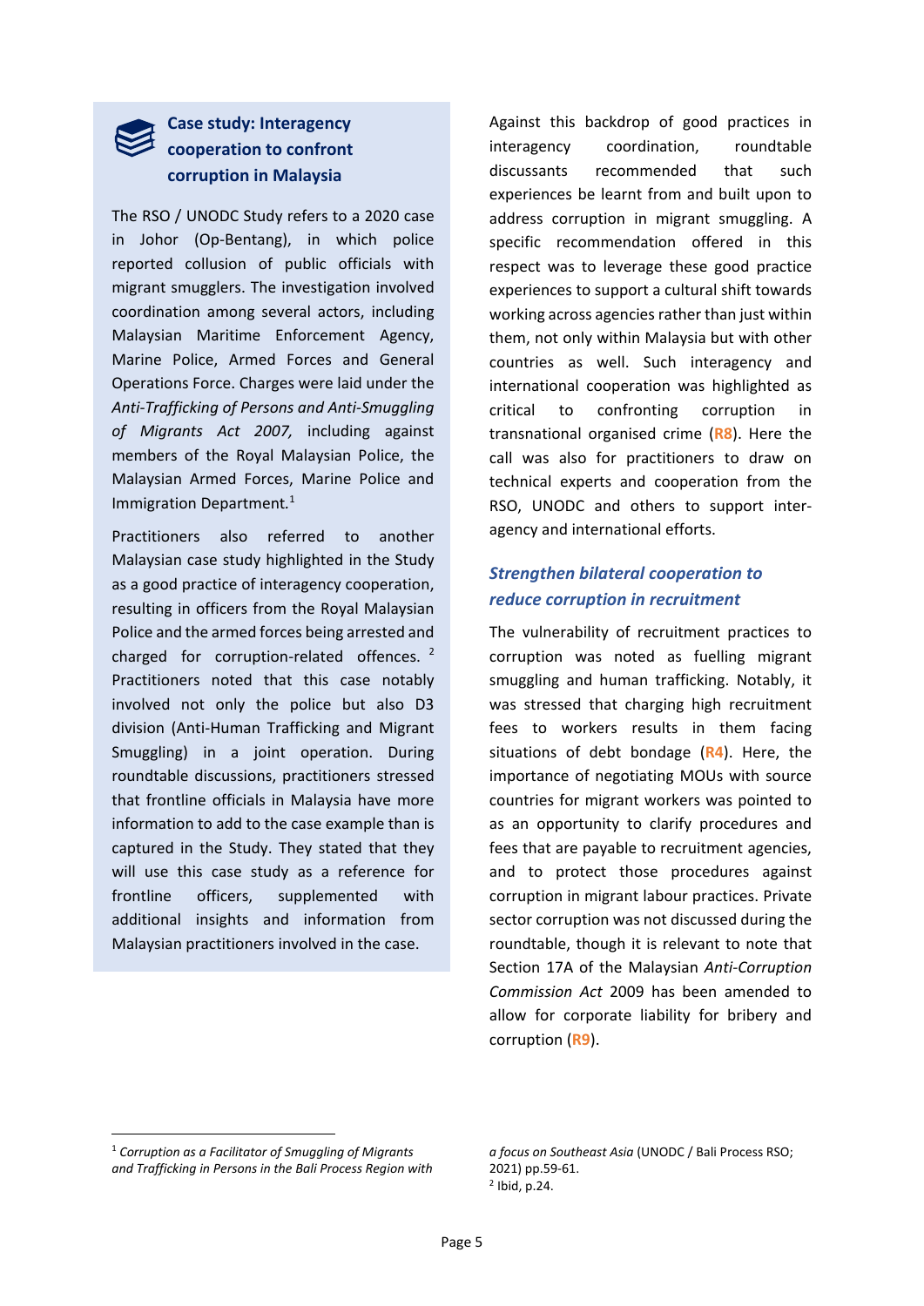### Case study: Interagency cooperation to confront corruption in Malaysia

The RSO / UNODC Study refers to a 2020 case in Johor (Op-Bentang), in which police reported collusion of public officials with migrant smugglers. The investigation involved coordination among several actors, including Malaysian Maritime Enforcement Agency, Marine Police, Armed Forces and General Operations Force. Charges were laid under the *Anti-Trafficking of Persons and Anti-Smuggling of Migrants Act 2007,* including against members of the Royal Malaysian Police, the Malaysian Armed Forces, Marine Police and Immigration Department.[1]

Practitioners also referred to another Malaysian case study highlighted in the Study as a good practice of interagency cooperation, resulting in officers from the Royal Malaysian Police and the armed forces being arrested and charged for corruption-related offences.[2] Practitioners noted that this case notably involved not only the police but also D3 division (Anti-Human Trafficking and Migrant Smuggling) in a joint operation. During roundtable discussions, practitioners stressed that frontline officials in Malaysia have more information to add to the case example than is captured in the Study. They stated that they will use this case study as a reference for frontline officers, supplemented with additional insights and information from Malaysian practitioners involved in the case.

Against this backdrop of good practices in interagency coordination, roundtable discussants recommended that such experiences be learnt from and built upon to address corruption in migrant smuggling. A specific recommendation offered in this respect was to leverage these good practice experiences to support a cultural shift towards working across agencies rather than just within them, not only within Malaysia but with other countries as well. Such interagency and international cooperation was highlighted as critical to confronting corruption in transnational organised crime (**R8**). Here the call was also for practitioners to draw on technical experts and cooperation from the RSO, UNODC and others to support inter-agency and international efforts.

### *Strengthen bilateral cooperation to reduce corruption in recruitment*

The vulnerability of recruitment practices to corruption was noted as fuelling migrant smuggling and human trafficking. Notably, it was stressed that charging high recruitment fees to workers results in them facing situations of debt bondage (**R4**). Here, the importance of negotiating MOUs with source countries for migrant workers was pointed to as an opportunity to clarify procedures and fees that are payable to recruitment agencies, and to protect those procedures against corruption in migrant labour practices. Private sector corruption was not discussed during the roundtable, though it is relevant to note that Section 17A of the Malaysian *Anti-Corruption Commission Act* 2009 has been amended to allow for corporate liability for bribery and corruption (**R9**).

---

[1] *Corruption as a Facilitator of Smuggling of Migrants and Trafficking in Persons in the Bali Process Region with a focus on Southeast Asia* (UNODC / Bali Process RSO; 2021) pp.59-61.

[2] Ibid, p.24.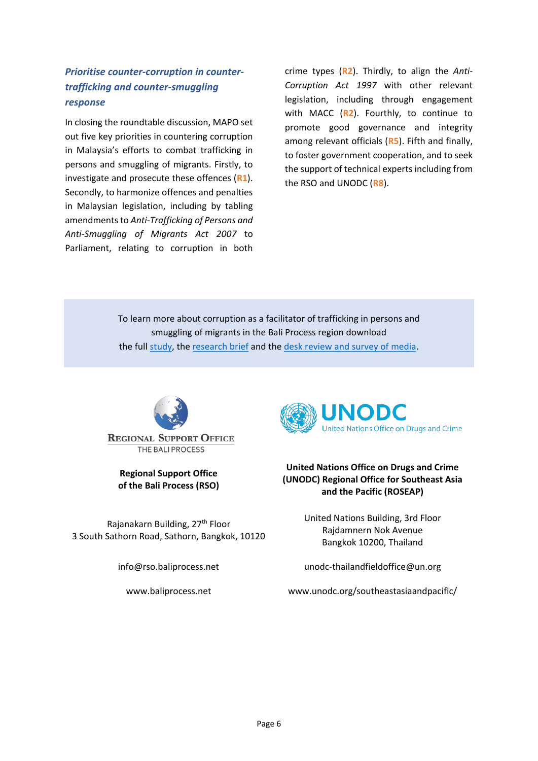### *Prioritise counter-corruption in counter-trafficking and counter-smuggling response*

In closing the roundtable discussion, MAPO set out five key priorities in countering corruption in Malaysia's efforts to combat trafficking in persons and smuggling of migrants. Firstly, to investigate and prosecute these offences (**R1**). Secondly, to harmonize offences and penalties in Malaysian legislation, including by tabling amendments to *Anti-Trafficking of Persons and Anti-Smuggling of Migrants Act 2007* to Parliament, relating to corruption in both crime types (**R2**). Thirdly, to align the *Anti-Corruption Act 1997* with other relevant legislation, including through engagement with MACC (**R2**). Fourthly, to continue to promote good governance and integrity among relevant officials (**R5**). Fifth and finally, to foster government cooperation, and to seek the support of technical experts including from the RSO and UNODC (**R8**).

To learn more about corruption as a facilitator of trafficking in persons and smuggling of migrants in the Bali Process region download the full study, the research brief and the desk review and survey of media.

REGIONAL SUPPORT OFFICE
THE BALI PROCESS

**Regional Support Office of the Bali Process (RSO)**

Rajanakarn Building, 27th Floor
3 South Sathorn Road, Sathorn, Bangkok, 10120

info@rso.baliprocess.net

www.baliprocess.net

UNODC
United Nations Office on Drugs and Crime

**United Nations Office on Drugs and Crime (UNODC) Regional Office for Southeast Asia and the Pacific (ROSEAP)**

United Nations Building, 3rd Floor
Rajdamnern Nok Avenue
Bangkok 10200, Thailand

unodc-thailandfieldoffice@un.org

www.unodc.org/southeastasiaandpacific/